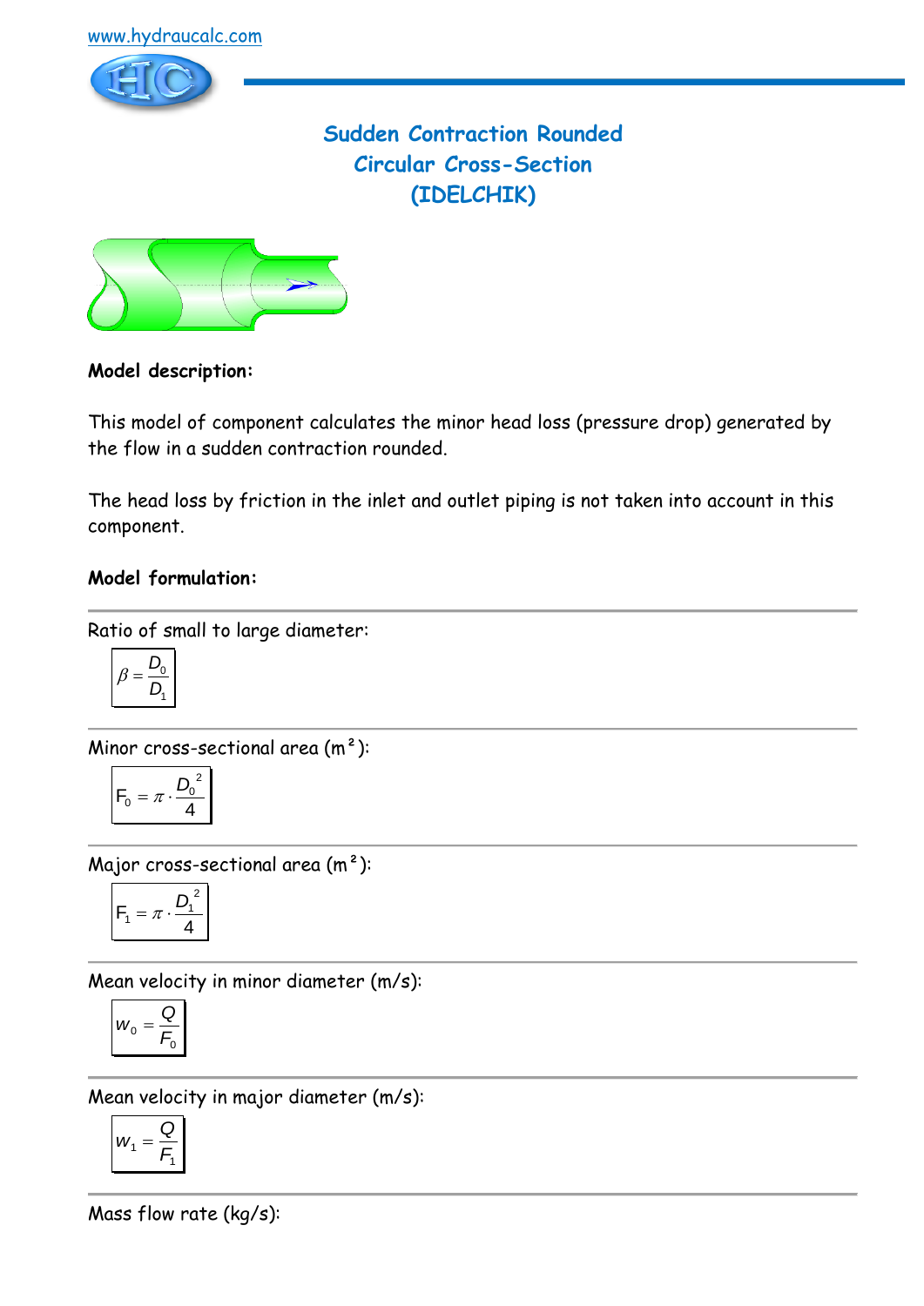www.hydraucalc.com

# Sudden Contraction Rounded Circular Cross-Section (IDELCHIK)

**Model description:**

This model of component calculates the minor head loss (pressure drop) generated by the flow in a sudden contraction rounded.

The head loss by friction in the inlet and outlet piping is not taken into account in this component.

**Model formulation:**

---

Ratio of small to large diameter:

$$\beta = \frac{D_0}{D_1}$$

---

Minor cross-sectional area (m²):

$$F_0 = \pi \cdot \frac{D_0^{\,2}}{4}$$

---

Major cross-sectional area (m²):

$$F_1 = \pi \cdot \frac{D_1^{\,2}}{4}$$

---

Mean velocity in minor diameter (m/s):

$$w_0 = \frac{Q}{F_0}$$

---

Mean velocity in major diameter (m/s):

$$w_1 = \frac{Q}{F_1}$$

---

Mass flow rate (kg/s):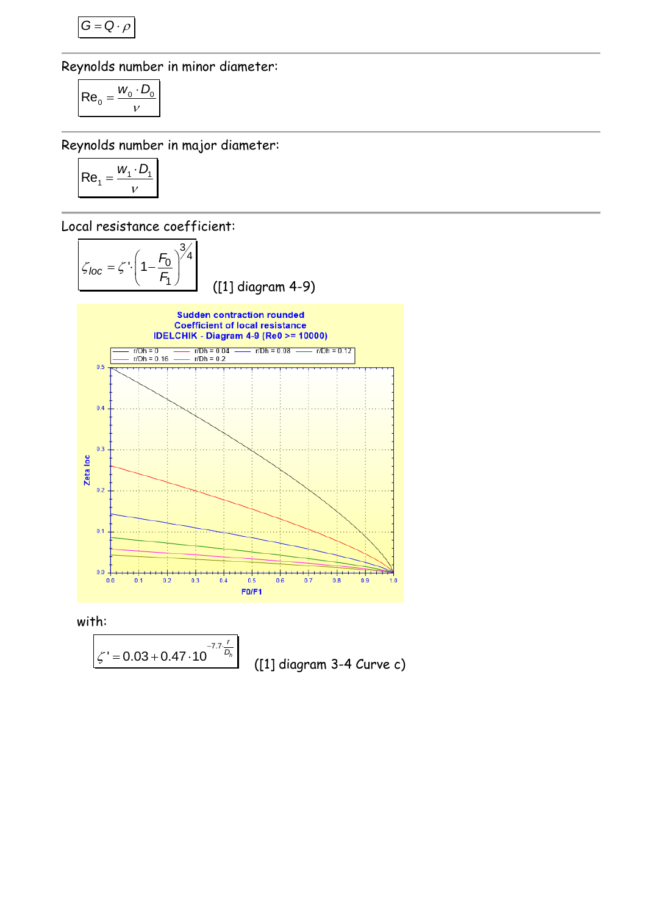$$G = Q \cdot \rho$$

Reynolds number in minor diameter:

$$\mathrm{Re}_0 = \frac{w_0 \cdot D_0}{\nu}$$

Reynolds number in major diameter:

$$\mathrm{Re}_1 = \frac{w_1 \cdot D_1}{\nu}$$

Local resistance coefficient:

$$\zeta_{loc} = \zeta' \cdot \left(1 - \frac{F_0}{F_1}\right)^{3/4}$$

([1] diagram 4-9)

Sudden contraction rounded
Coefficient of local resistance
IDELCHIK - Diagram 4-9 (Re0 >= 10000)

r/Dh = 0 | r/Dh = 0.04 | r/Dh = 0.08 | r/Dh = 0.12 | r/Dh = 0.16 | r/Dh = 0.2

Zeta loc

F0/F1

with:

$$\zeta' = 0.03 + 0.47 \cdot 10^{-7.7 \cdot \frac{r}{D_h}}$$

([1] diagram 3-4 Curve c)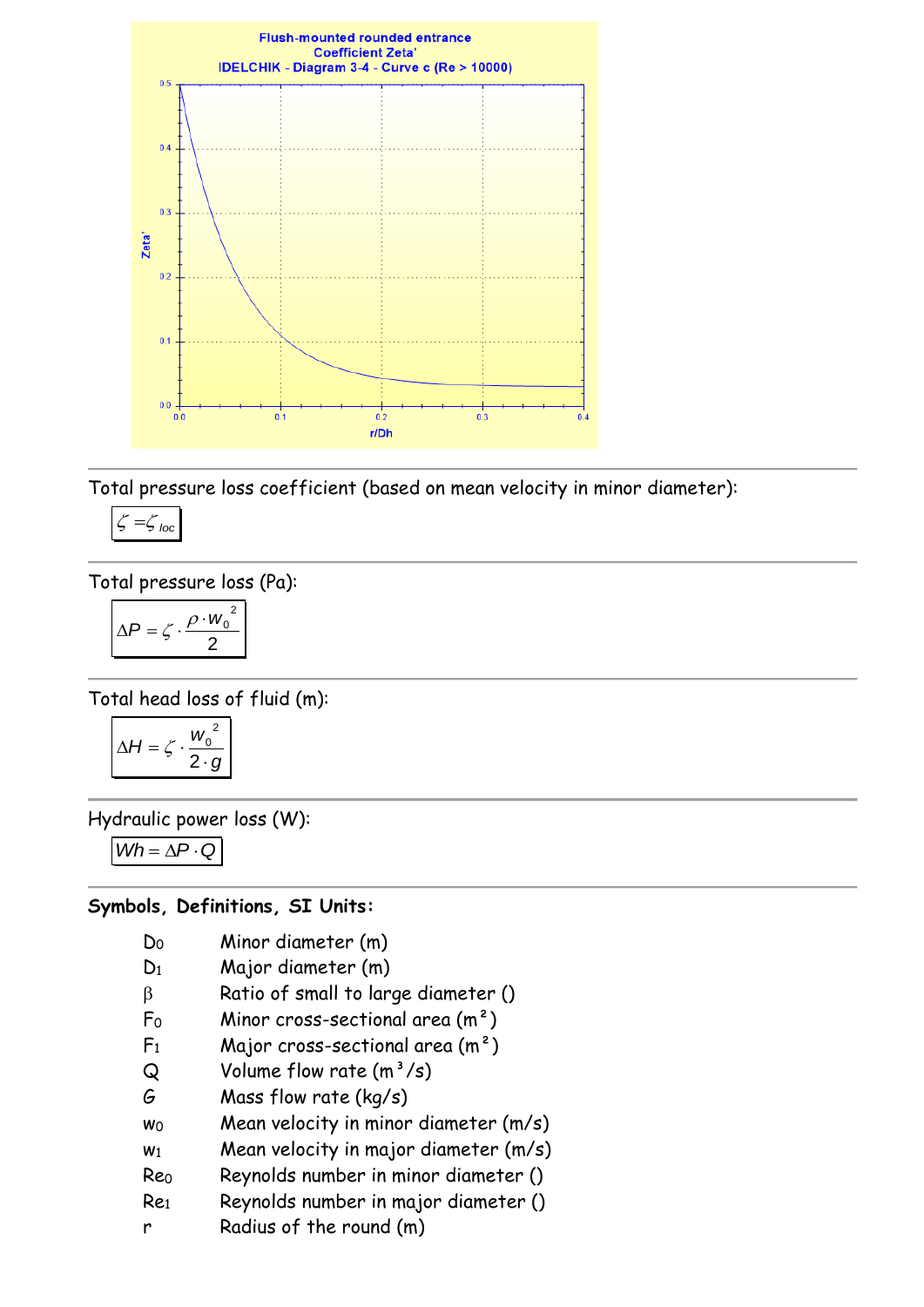Flush-mounted rounded entrance
Coefficient Zeta'
IDELCHIK - Diagram 3-4 - Curve c (Re > 10000)

Total pressure loss coefficient (based on mean velocity in minor diameter):

$$\zeta = \zeta_{loc}$$

Total pressure loss (Pa):

$$\Delta P = \zeta \cdot \frac{\rho \cdot w_0^2}{2}$$

Total head loss of fluid (m):

$$\Delta H = \zeta \cdot \frac{w_0^2}{2 \cdot g}$$

Hydraulic power loss (W):

$$Wh = \Delta P \cdot Q$$

**Symbols, Definitions, SI Units:**

| | |
|---|---|
| $D_0$ | Minor diameter (m) |
| $D_1$ | Major diameter (m) |
| $\beta$ | Ratio of small to large diameter () |
| $F_0$ | Minor cross-sectional area (m²) |
| $F_1$ | Major cross-sectional area (m²) |
| $Q$ | Volume flow rate (m³/s) |
| $G$ | Mass flow rate (kg/s) |
| $w_0$ | Mean velocity in minor diameter (m/s) |
| $w_1$ | Mean velocity in major diameter (m/s) |
| $Re_0$ | Reynolds number in minor diameter () |
| $Re_1$ | Reynolds number in major diameter () |
| $r$ | Radius of the round (m) |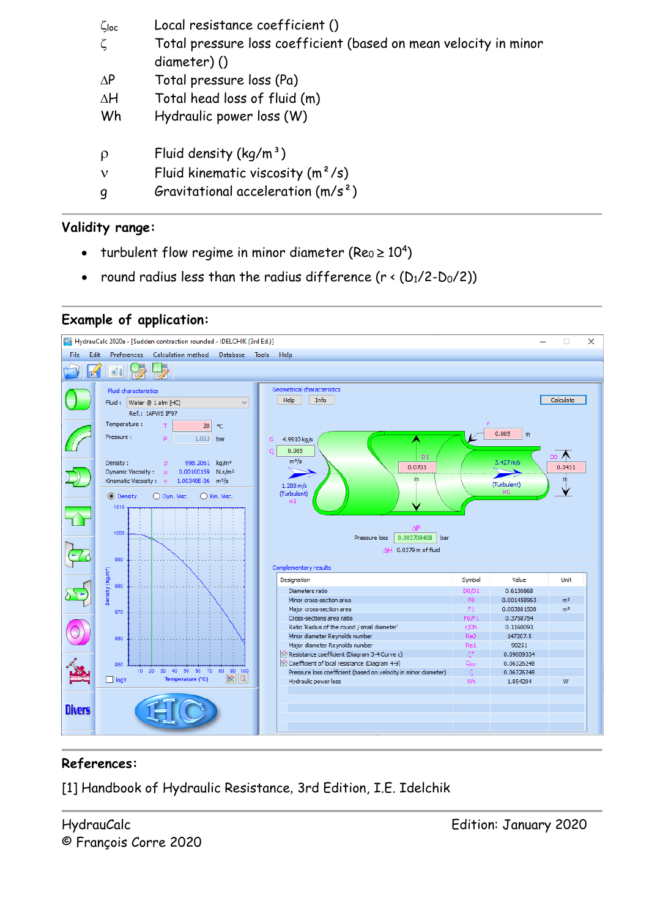| | | |
|---|---|---|
| $\zeta_{loc}$ | Local resistance coefficient () |
| $\zeta$ | Total pressure loss coefficient (based on mean velocity in minor diameter) () |
| $\Delta P$ | Total pressure loss (Pa) |
| $\Delta H$ | Total head loss of fluid (m) |
| Wh | Hydraulic power loss (W) |
| $\rho$ | Fluid density (kg/m³) |
| $\nu$ | Fluid kinematic viscosity (m²/s) |
| g | Gravitational acceleration (m/s²) |

## Validity range:

- turbulent flow regime in minor diameter ($Re_0 \geq 10^4$)
- round radius less than the radius difference ($r < (D_1/2 - D_0/2)$)

## Example of application:

HydrauCalc 2020a - [Sudden contraction rounded - IDELCHIK (3rd Ed.)]

File Edit Preferences Calculation method Database Tools Help

Fluid characteristics

Fluid : Water @ 1 atm [HC]

Ref.: IAPWS IF97

Temperature : T 20 °C

Pressure : P 1.013 bar

Density : ρ 998.2061 kg/m³

Dynamic Viscosity : μ 0.00100159 N.s/m²

Kinematic Viscosity : ν 1.00340E-06 m²/s

Density Dyn. Visc. Kin. Visc.

1010
1000
990
980
970
960
950
10 20 30 40 50 60 70 80 90 100
Density (kg/m³)
Temperature (°C)
logY

Geometrical characteristics

Help Info Calculate

r 0.005 m

G 4.9910 kg/s

Q 0.005 m³/s

D1 0.0703 m

D0 0.0431 m

1.288 m/s (Turbulent) w1

3.427 m/s (Turbulent) w0

ΔP Pressure loss 0.003708408 bar

ΔH 0.0379 m of fluid

Complementary results

| Designation | Symbol | Value | Unit |
|---|---|---|---|
| Diameters ratio | D0/D1 | 0.6130868 | |
| Minor cross-section area | F0 | 0.001458963 | m² |
| Major cross-section area | F1 | 0.003881508 | m² |
| Cross-sections area ratio | F0/F1 | 0.3758754 | |
| Ratio 'Radius of the round / small diameter' | r/Dh | 0.1160093 | |
| Minor diameter Reynolds number | Re0 | 147207.5 | |
| Major diameter Reynolds number | Re1 | 90251 | |
| Resistance coefficient (Diagram 3-4 Curve c) | ζ' | 0.09009334 | |
| Coefficient of local resistance (Diagram 4-9) | ζloc | 0.06326248 | |
| Pressure loss coefficient (based on velocity in minor diameter) | ζ | 0.06326248 | |
| Hydraulic power loss | Wh | 1.854204 | W |

## References:

[1] Handbook of Hydraulic Resistance, 3rd Edition, I.E. Idelchik